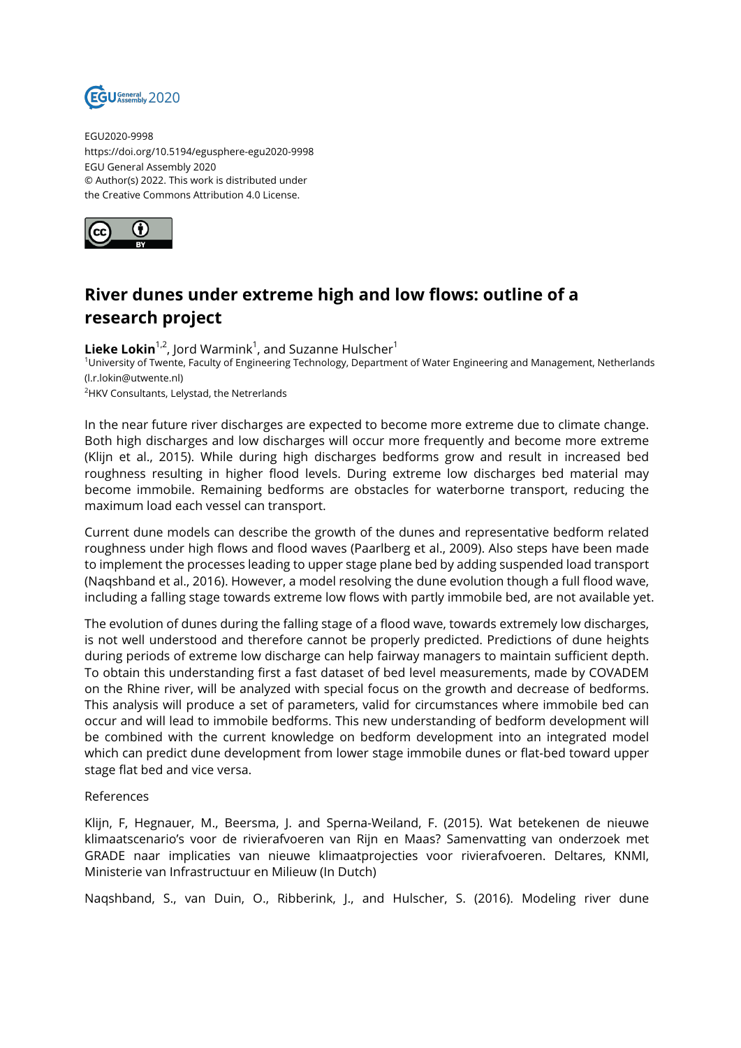EGU2020-9998
https://doi.org/10.5194/egusphere-egu2020-9998
EGU General Assembly 2020
© Author(s) 2022. This work is distributed under
the Creative Commons Attribution 4.0 License.

# River dunes under extreme high and low flows: outline of a research project

**Lieke Lokin**[1,2], Jord Warmink[1], and Suzanne Hulscher[1]

[1]University of Twente, Faculty of Engineering Technology, Department of Water Engineering and Management, Netherlands (l.r.lokin@utwente.nl)

[2]HKV Consultants, Lelystad, the Netrerlands

In the near future river discharges are expected to become more extreme due to climate change. Both high discharges and low discharges will occur more frequently and become more extreme (Klijn et al., 2015). While during high discharges bedforms grow and result in increased bed roughness resulting in higher flood levels. During extreme low discharges bed material may become immobile. Remaining bedforms are obstacles for waterborne transport, reducing the maximum load each vessel can transport.

Current dune models can describe the growth of the dunes and representative bedform related roughness under high flows and flood waves (Paarlberg et al., 2009). Also steps have been made to implement the processes leading to upper stage plane bed by adding suspended load transport (Naqshband et al., 2016). However, a model resolving the dune evolution though a full flood wave, including a falling stage towards extreme low flows with partly immobile bed, are not available yet.

The evolution of dunes during the falling stage of a flood wave, towards extremely low discharges, is not well understood and therefore cannot be properly predicted. Predictions of dune heights during periods of extreme low discharge can help fairway managers to maintain sufficient depth. To obtain this understanding first a fast dataset of bed level measurements, made by COVADEM on the Rhine river, will be analyzed with special focus on the growth and decrease of bedforms. This analysis will produce a set of parameters, valid for circumstances where immobile bed can occur and will lead to immobile bedforms. This new understanding of bedform development will be combined with the current knowledge on bedform development into an integrated model which can predict dune development from lower stage immobile dunes or flat-bed toward upper stage flat bed and vice versa.

References

Klijn, F, Hegnauer, M., Beersma, J. and Sperna-Weiland, F. (2015). Wat betekenen de nieuwe klimaatscenario's voor de rivierafvoeren van Rijn en Maas? Samenvatting van onderzoek met GRADE naar implicaties van nieuwe klimaatprojecties voor rivierafvoeren. Deltares, KNMI, Ministerie van Infrastructuur en Milieuw (In Dutch)

Naqshband, S., van Duin, O., Ribberink, J., and Hulscher, S. (2016). Modeling river dune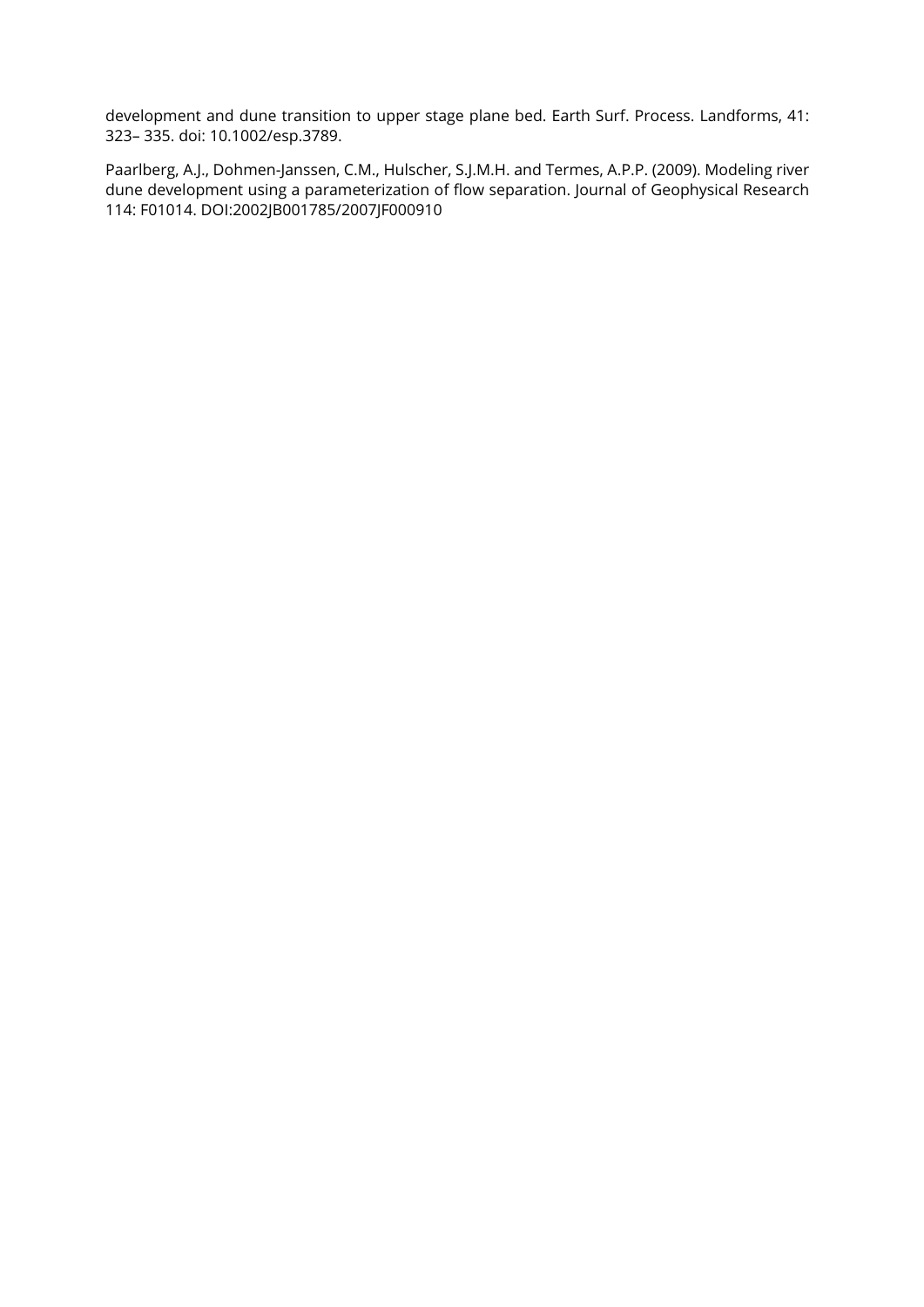development and dune transition to upper stage plane bed. Earth Surf. Process. Landforms, 41: 323– 335. doi: 10.1002/esp.3789.

Paarlberg, A.J., Dohmen-Janssen, C.M., Hulscher, S.J.M.H. and Termes, A.P.P. (2009). Modeling river dune development using a parameterization of flow separation. Journal of Geophysical Research 114: F01014. DOI:2002JB001785/2007JF000910